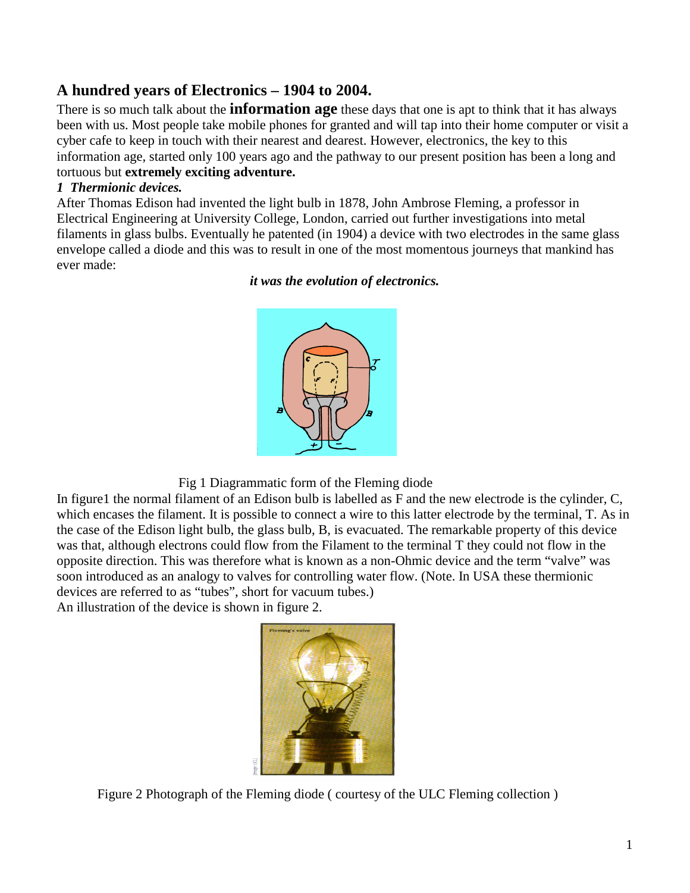## A hundred years of Electronics – 1904 to 2004.

There is so much talk about the **information age** these days that one is apt to think that it has always been with us. Most people take mobile phones for granted and will tap into their home computer or visit a cyber cafe to keep in touch with their nearest and dearest. However, electronics, the key to this information age, started only 100 years ago and the pathway to our present position has been a long and tortuous but **extremely exciting adventure.**

### *1 Thermionic devices.*

After Thomas Edison had invented the light bulb in 1878, John Ambrose Fleming, a professor in Electrical Engineering at University College, London, carried out further investigations into metal filaments in glass bulbs. Eventually he patented (in 1904) a device with two electrodes in the same glass envelope called a diode and this was to result in one of the most momentous journeys that mankind has ever made:

***it was the evolution of electronics.***

Fig 1 Diagrammatic form of the Fleming diode

In figure1 the normal filament of an Edison bulb is labelled as F and the new electrode is the cylinder, C, which encases the filament. It is possible to connect a wire to this latter electrode by the terminal, T. As in the case of the Edison light bulb, the glass bulb, B, is evacuated. The remarkable property of this device was that, although electrons could flow from the Filament to the terminal T they could not flow in the opposite direction. This was therefore what is known as a non-Ohmic device and the term "valve" was soon introduced as an analogy to valves for controlling water flow. (Note. In USA these thermionic devices are referred to as "tubes", short for vacuum tubes.)

An illustration of the device is shown in figure 2.

Figure 2 Photograph of the Fleming diode ( courtesy of the ULC Fleming collection )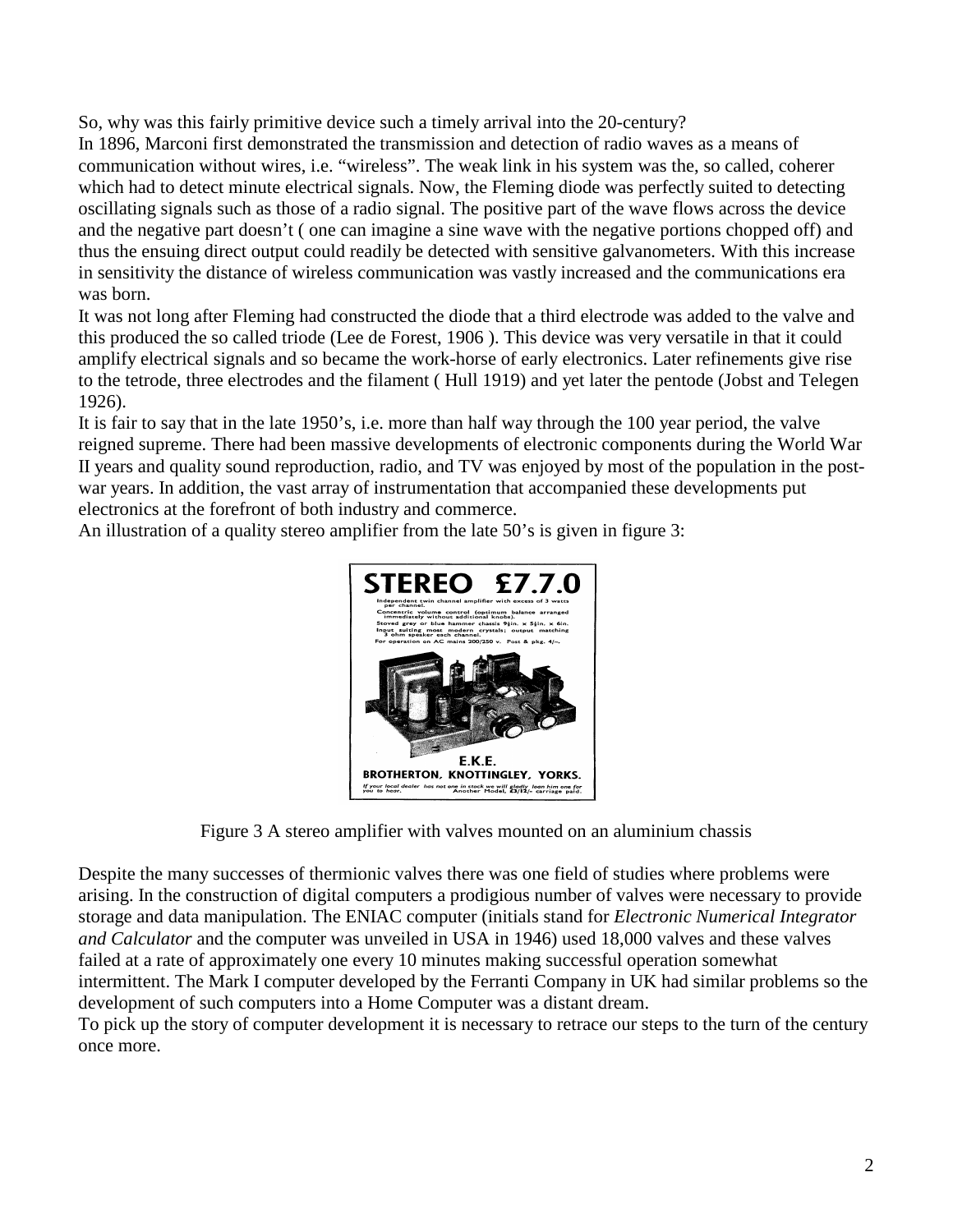So, why was this fairly primitive device such a timely arrival into the 20-century?

In 1896, Marconi first demonstrated the transmission and detection of radio waves as a means of communication without wires, i.e. "wireless". The weak link in his system was the, so called, coherer which had to detect minute electrical signals. Now, the Fleming diode was perfectly suited to detecting oscillating signals such as those of a radio signal. The positive part of the wave flows across the device and the negative part doesn't ( one can imagine a sine wave with the negative portions chopped off) and thus the ensuing direct output could readily be detected with sensitive galvanometers. With this increase in sensitivity the distance of wireless communication was vastly increased and the communications era was born.

It was not long after Fleming had constructed the diode that a third electrode was added to the valve and this produced the so called triode (Lee de Forest, 1906 ). This device was very versatile in that it could amplify electrical signals and so became the work-horse of early electronics. Later refinements give rise to the tetrode, three electrodes and the filament ( Hull 1919) and yet later the pentode (Jobst and Telegen 1926).

It is fair to say that in the late 1950's, i.e. more than half way through the 100 year period, the valve reigned supreme. There had been massive developments of electronic components during the World War II years and quality sound reproduction, radio, and TV was enjoyed by most of the population in the post-war years. In addition, the vast array of instrumentation that accompanied these developments put electronics at the forefront of both industry and commerce.

An illustration of a quality stereo amplifier from the late 50's is given in figure 3:

Figure 3 A stereo amplifier with valves mounted on an aluminium chassis

Despite the many successes of thermionic valves there was one field of studies where problems were arising. In the construction of digital computers a prodigious number of valves were necessary to provide storage and data manipulation. The ENIAC computer (initials stand for *Electronic Numerical Integrator and Calculator* and the computer was unveiled in USA in 1946) used 18,000 valves and these valves failed at a rate of approximately one every 10 minutes making successful operation somewhat intermittent. The Mark I computer developed by the Ferranti Company in UK had similar problems so the development of such computers into a Home Computer was a distant dream.

To pick up the story of computer development it is necessary to retrace our steps to the turn of the century once more.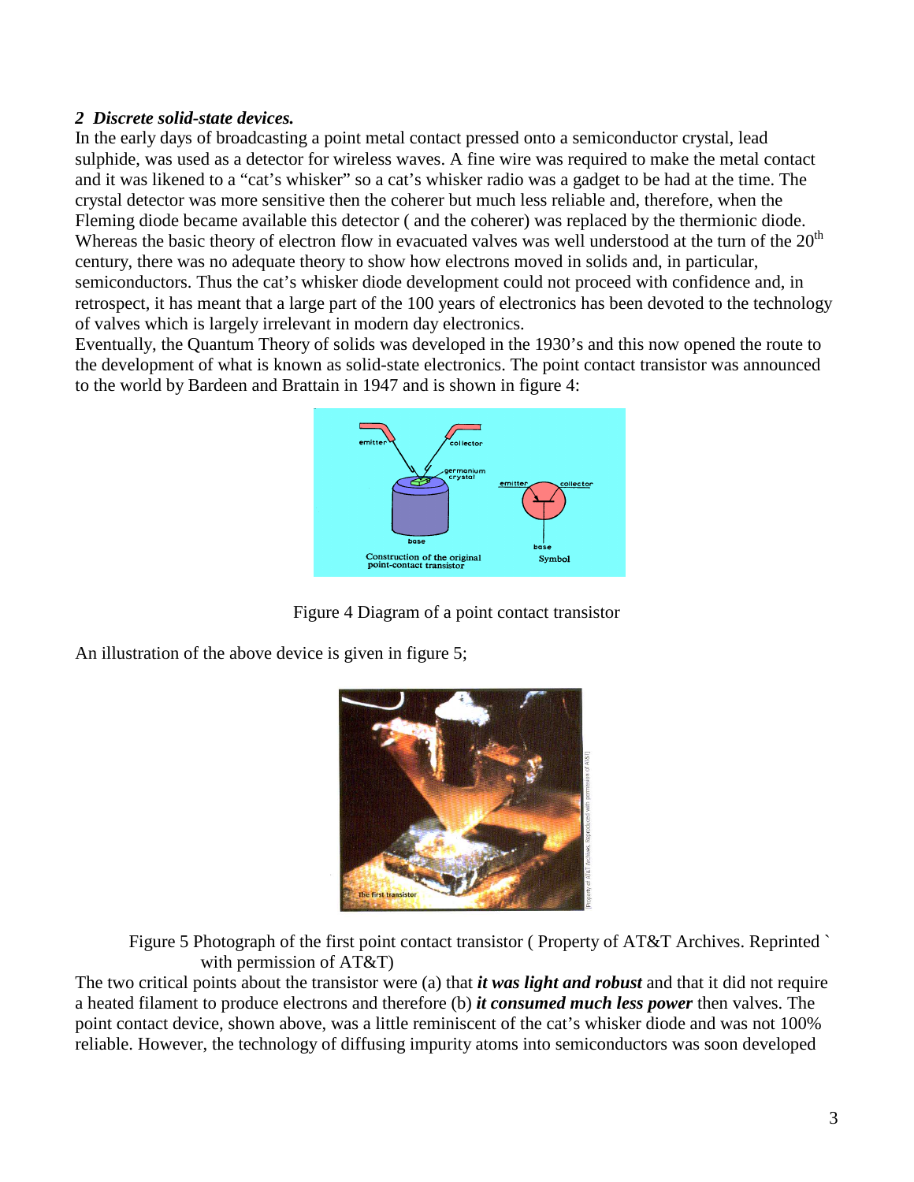## *2 Discrete solid-state devices.*

In the early days of broadcasting a point metal contact pressed onto a semiconductor crystal, lead sulphide, was used as a detector for wireless waves. A fine wire was required to make the metal contact and it was likened to a "cat's whisker" so a cat's whisker radio was a gadget to be had at the time. The crystal detector was more sensitive then the coherer but much less reliable and, therefore, when the Fleming diode became available this detector ( and the coherer) was replaced by the thermionic diode. Whereas the basic theory of electron flow in evacuated valves was well understood at the turn of the 20th century, there was no adequate theory to show how electrons moved in solids and, in particular, semiconductors. Thus the cat's whisker diode development could not proceed with confidence and, in retrospect, it has meant that a large part of the 100 years of electronics has been devoted to the technology of valves which is largely irrelevant in modern day electronics.

Eventually, the Quantum Theory of solids was developed in the 1930's and this now opened the route to the development of what is known as solid-state electronics. The point contact transistor was announced to the world by Bardeen and Brattain in 1947 and is shown in figure 4:

Figure 4 Diagram of a point contact transistor

An illustration of the above device is given in figure 5;

Figure 5 Photograph of the first point contact transistor ( Property of AT&T Archives. Reprinted with permission of AT&T)

The two critical points about the transistor were (a) that ***it was light and robust*** and that it did not require a heated filament to produce electrons and therefore (b) ***it consumed much less power*** then valves. The point contact device, shown above, was a little reminiscent of the cat's whisker diode and was not 100% reliable. However, the technology of diffusing impurity atoms into semiconductors was soon developed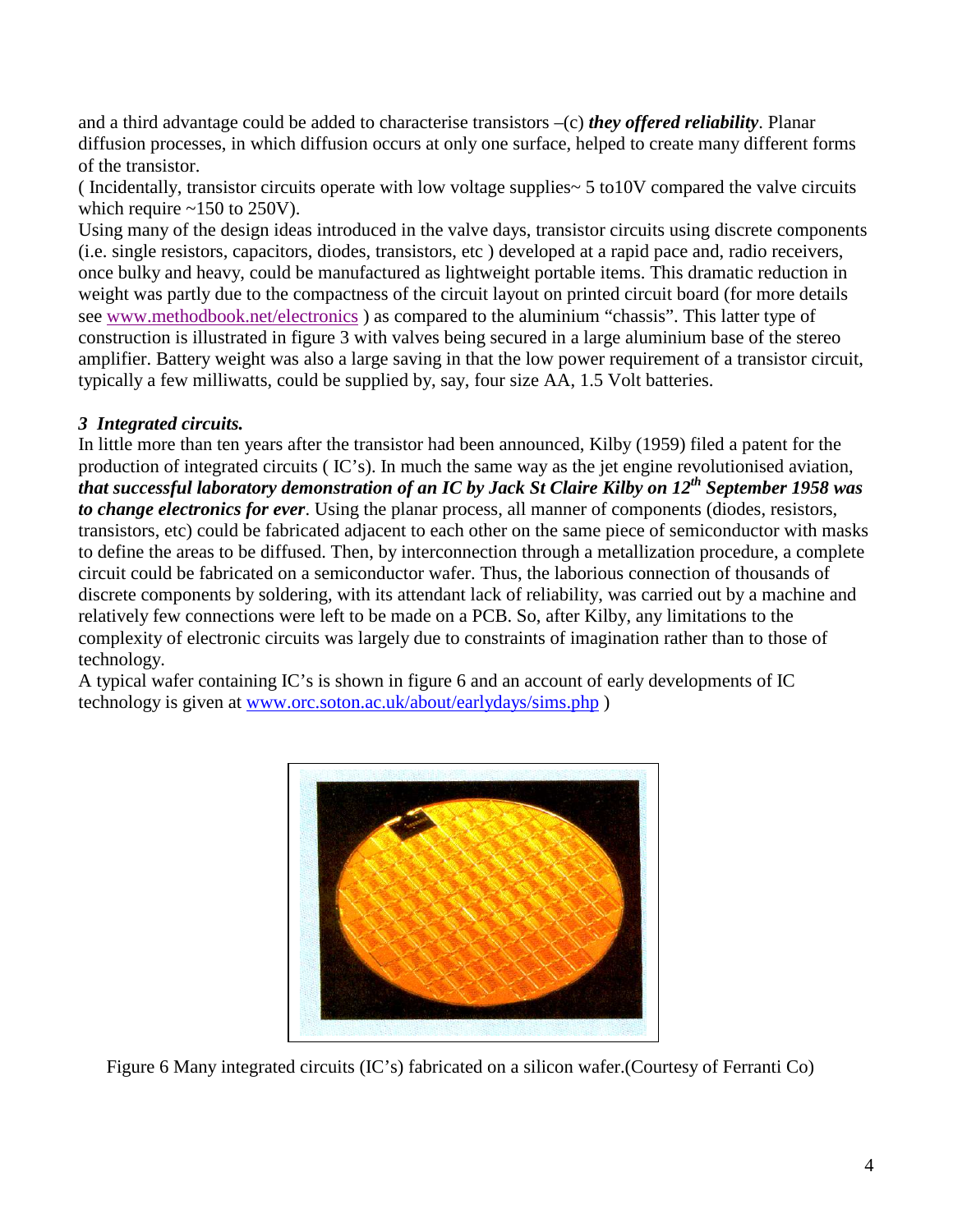and a third advantage could be added to characterise transistors –(c) ***they offered reliability***. Planar diffusion processes, in which diffusion occurs at only one surface, helped to create many different forms of the transistor.

( Incidentally, transistor circuits operate with low voltage supplies~ 5 to10V compared the valve circuits which require ~150 to 250V).

Using many of the design ideas introduced in the valve days, transistor circuits using discrete components (i.e. single resistors, capacitors, diodes, transistors, etc ) developed at a rapid pace and, radio receivers, once bulky and heavy, could be manufactured as lightweight portable items. This dramatic reduction in weight was partly due to the compactness of the circuit layout on printed circuit board (for more details see www.methodbook.net/electronics ) as compared to the aluminium "chassis". This latter type of construction is illustrated in figure 3 with valves being secured in a large aluminium base of the stereo amplifier. Battery weight was also a large saving in that the low power requirement of a transistor circuit, typically a few milliwatts, could be supplied by, say, four size AA, 1.5 Volt batteries.

### *3 Integrated circuits.*

In little more than ten years after the transistor had been announced, Kilby (1959) filed a patent for the production of integrated circuits ( IC's). In much the same way as the jet engine revolutionised aviation, ***that successful laboratory demonstration of an IC by Jack St Claire Kilby on 12th September 1958 was to change electronics for ever***. Using the planar process, all manner of components (diodes, resistors, transistors, etc) could be fabricated adjacent to each other on the same piece of semiconductor with masks to define the areas to be diffused. Then, by interconnection through a metallization procedure, a complete circuit could be fabricated on a semiconductor wafer. Thus, the laborious connection of thousands of discrete components by soldering, with its attendant lack of reliability, was carried out by a machine and relatively few connections were left to be made on a PCB. So, after Kilby, any limitations to the complexity of electronic circuits was largely due to constraints of imagination rather than to those of technology.

A typical wafer containing IC's is shown in figure 6 and an account of early developments of IC technology is given at www.orc.soton.ac.uk/about/earlydays/sims.php )

Figure 6 Many integrated circuits (IC's) fabricated on a silicon wafer.(Courtesy of Ferranti Co)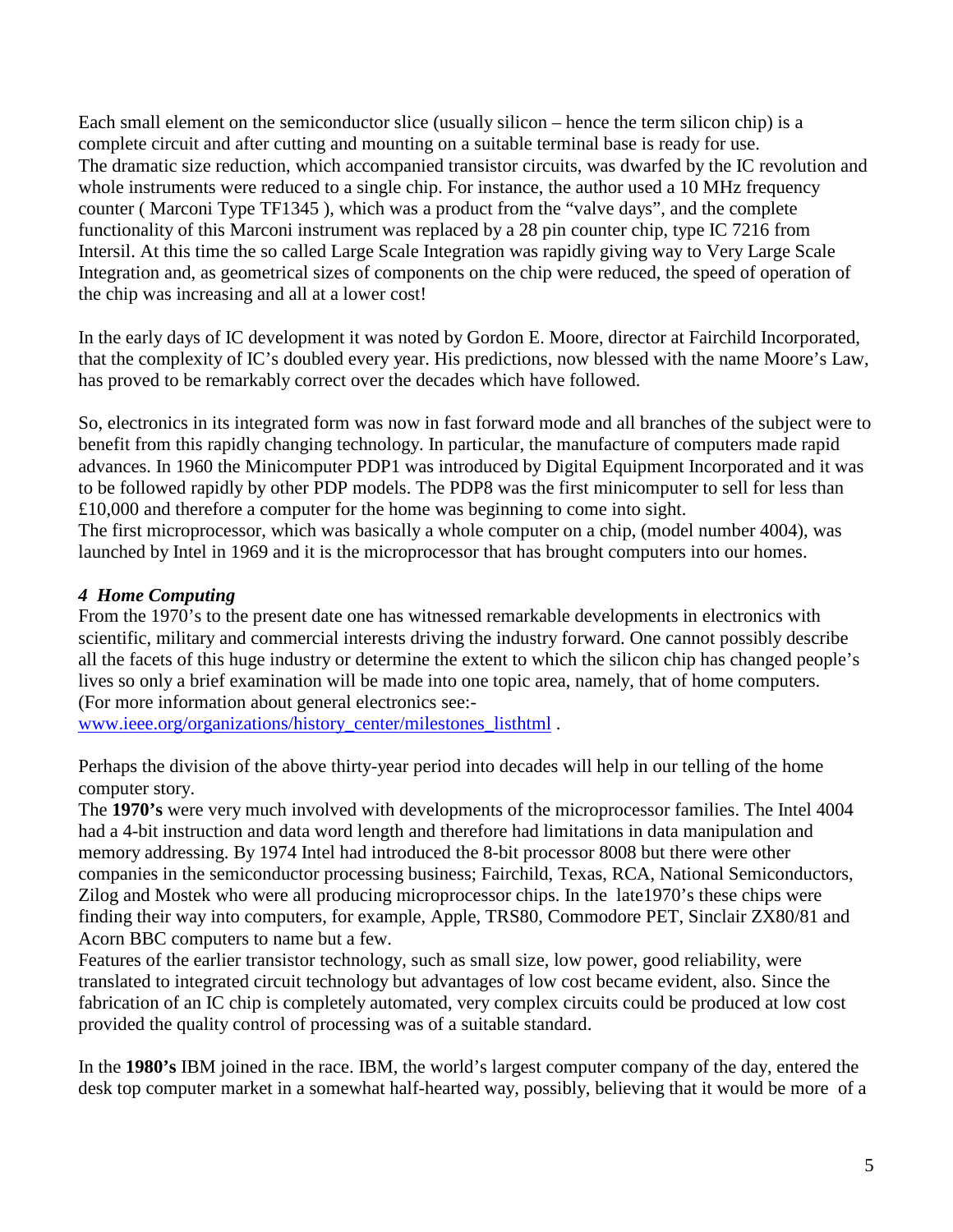Each small element on the semiconductor slice (usually silicon – hence the term silicon chip) is a complete circuit and after cutting and mounting on a suitable terminal base is ready for use.
The dramatic size reduction, which accompanied transistor circuits, was dwarfed by the IC revolution and whole instruments were reduced to a single chip. For instance, the author used a 10 MHz frequency counter ( Marconi Type TF1345 ), which was a product from the "valve days", and the complete functionality of this Marconi instrument was replaced by a 28 pin counter chip, type IC 7216 from Intersil. At this time the so called Large Scale Integration was rapidly giving way to Very Large Scale Integration and, as geometrical sizes of components on the chip were reduced, the speed of operation of the chip was increasing and all at a lower cost!

In the early days of IC development it was noted by Gordon E. Moore, director at Fairchild Incorporated, that the complexity of IC's doubled every year. His predictions, now blessed with the name Moore's Law, has proved to be remarkably correct over the decades which have followed.

So, electronics in its integrated form was now in fast forward mode and all branches of the subject were to benefit from this rapidly changing technology. In particular, the manufacture of computers made rapid advances. In 1960 the Minicomputer PDP1 was introduced by Digital Equipment Incorporated and it was to be followed rapidly by other PDP models. The PDP8 was the first minicomputer to sell for less than £10,000 and therefore a computer for the home was beginning to come into sight.
The first microprocessor, which was basically a whole computer on a chip, (model number 4004), was launched by Intel in 1969 and it is the microprocessor that has brought computers into our homes.

### *4 Home Computing*

From the 1970's to the present date one has witnessed remarkable developments in electronics with scientific, military and commercial interests driving the industry forward. One cannot possibly describe all the facets of this huge industry or determine the extent to which the silicon chip has changed people's lives so only a brief examination will be made into one topic area, namely, that of home computers. (For more information about general electronics see:-
[www.ieee.org/organizations/history_center/milestones_listhtml](www.ieee.org/organizations/history_center/milestones_listhtml) .

Perhaps the division of the above thirty-year period into decades will help in our telling of the home computer story.
The **1970's** were very much involved with developments of the microprocessor families. The Intel 4004 had a 4-bit instruction and data word length and therefore had limitations in data manipulation and memory addressing. By 1974 Intel had introduced the 8-bit processor 8008 but there were other companies in the semiconductor processing business; Fairchild, Texas, RCA, National Semiconductors, Zilog and Mostek who were all producing microprocessor chips. In the late1970's these chips were finding their way into computers, for example, Apple, TRS80, Commodore PET, Sinclair ZX80/81 and Acorn BBC computers to name but a few.
Features of the earlier transistor technology, such as small size, low power, good reliability, were translated to integrated circuit technology but advantages of low cost became evident, also. Since the fabrication of an IC chip is completely automated, very complex circuits could be produced at low cost provided the quality control of processing was of a suitable standard.

In the **1980's** IBM joined in the race. IBM, the world's largest computer company of the day, entered the desk top computer market in a somewhat half-hearted way, possibly, believing that it would be more of a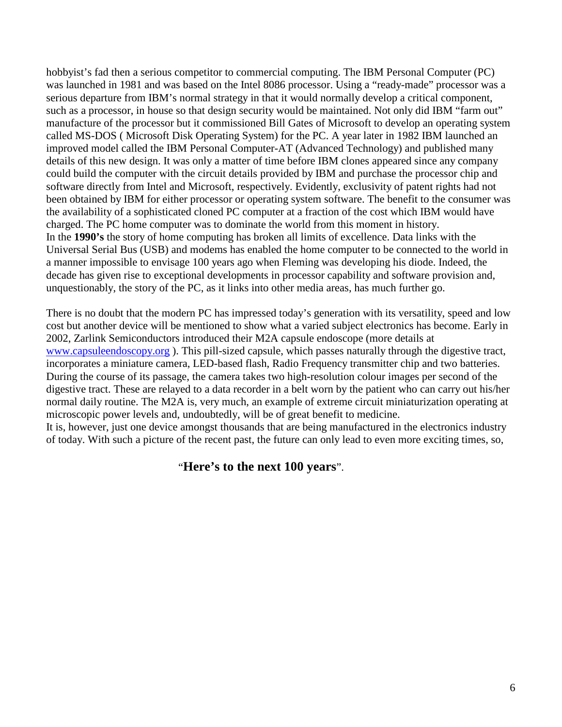hobbyist's fad then a serious competitor to commercial computing. The IBM Personal Computer (PC) was launched in 1981 and was based on the Intel 8086 processor. Using a "ready-made" processor was a serious departure from IBM's normal strategy in that it would normally develop a critical component, such as a processor, in house so that design security would be maintained. Not only did IBM "farm out" manufacture of the processor but it commissioned Bill Gates of Microsoft to develop an operating system called MS-DOS ( Microsoft Disk Operating System) for the PC. A year later in 1982 IBM launched an improved model called the IBM Personal Computer-AT (Advanced Technology) and published many details of this new design. It was only a matter of time before IBM clones appeared since any company could build the computer with the circuit details provided by IBM and purchase the processor chip and software directly from Intel and Microsoft, respectively. Evidently, exclusivity of patent rights had not been obtained by IBM for either processor or operating system software. The benefit to the consumer was the availability of a sophisticated cloned PC computer at a fraction of the cost which IBM would have charged. The PC home computer was to dominate the world from this moment in history.
In the **1990's** the story of home computing has broken all limits of excellence. Data links with the Universal Serial Bus (USB) and modems has enabled the home computer to be connected to the world in a manner impossible to envisage 100 years ago when Fleming was developing his diode. Indeed, the decade has given rise to exceptional developments in processor capability and software provision and, unquestionably, the story of the PC, as it links into other media areas, has much further go.

There is no doubt that the modern PC has impressed today's generation with its versatility, speed and low cost but another device will be mentioned to show what a varied subject electronics has become. Early in 2002, Zarlink Semiconductors introduced their M2A capsule endoscope (more details at [www.capsuleendoscopy.org](http://www.capsuleendoscopy.org) ). This pill-sized capsule, which passes naturally through the digestive tract, incorporates a miniature camera, LED-based flash, Radio Frequency transmitter chip and two batteries. During the course of its passage, the camera takes two high-resolution colour images per second of the digestive tract. These are relayed to a data recorder in a belt worn by the patient who can carry out his/her normal daily routine. The M2A is, very much, an example of extreme circuit miniaturization operating at microscopic power levels and, undoubtedly, will be of great benefit to medicine.
It is, however, just one device amongst thousands that are being manufactured in the electronics industry of today. With such a picture of the recent past, the future can only lead to even more exciting times, so,

"**Here's to the next 100 years**".